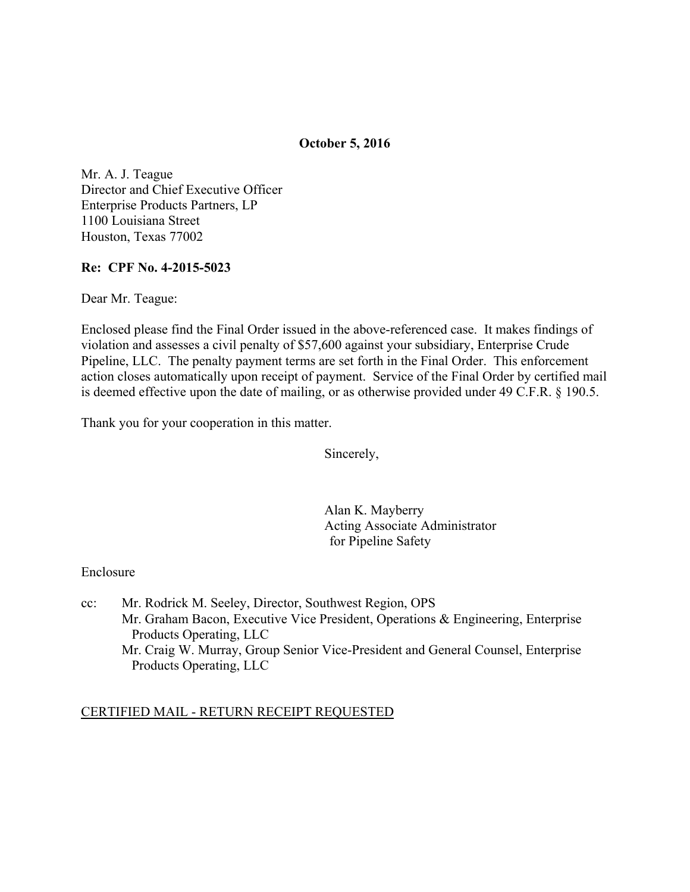**October 5, 2016**

Mr. A. J. Teague
Director and Chief Executive Officer
Enterprise Products Partners, LP
1100 Louisiana Street
Houston, Texas 77002

**Re: CPF No. 4-2015-5023**

Dear Mr. Teague:

Enclosed please find the Final Order issued in the above-referenced case. It makes findings of violation and assesses a civil penalty of $57,600 against your subsidiary, Enterprise Crude Pipeline, LLC. The penalty payment terms are set forth in the Final Order. This enforcement action closes automatically upon receipt of payment. Service of the Final Order by certified mail is deemed effective upon the date of mailing, or as otherwise provided under 49 C.F.R. § 190.5.

Thank you for your cooperation in this matter.

Sincerely,

Alan K. Mayberry
Acting Associate Administrator
for Pipeline Safety

Enclosure

cc: Mr. Rodrick M. Seeley, Director, Southwest Region, OPS
Mr. Graham Bacon, Executive Vice President, Operations & Engineering, Enterprise Products Operating, LLC
Mr. Craig W. Murray, Group Senior Vice-President and General Counsel, Enterprise Products Operating, LLC

CERTIFIED MAIL - RETURN RECEIPT REQUESTED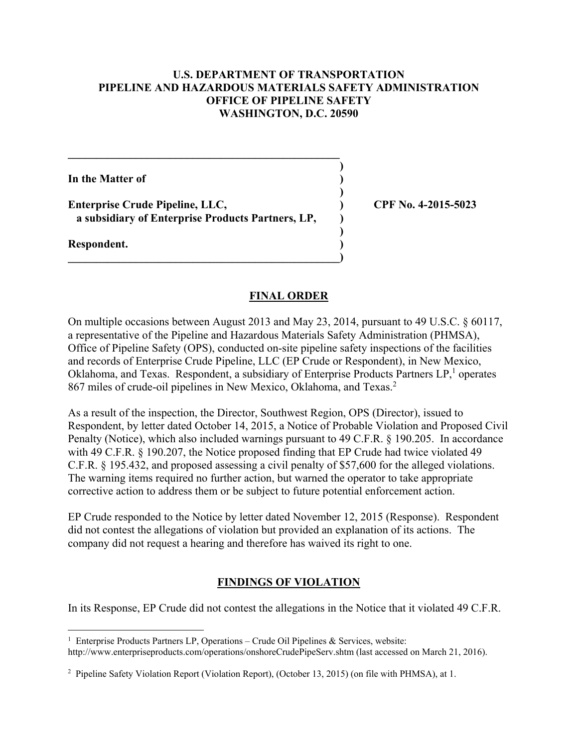**U.S. DEPARTMENT OF TRANSPORTATION**
**PIPELINE AND HAZARDOUS MATERIALS SAFETY ADMINISTRATION**
**OFFICE OF PIPELINE SAFETY**
**WASHINGTON, D.C. 20590**

| | | |
|---|---|---|
| **In the Matter of** | ) | |
| | ) | |
| **Enterprise Crude Pipeline, LLC,** | ) | **CPF No. 4-2015-5023** |
| **a subsidiary of Enterprise Products Partners, LP,** | ) | |
| | ) | |
| **Respondent.** | ) | |

## FINAL ORDER

On multiple occasions between August 2013 and May 23, 2014, pursuant to 49 U.S.C. § 60117, a representative of the Pipeline and Hazardous Materials Safety Administration (PHMSA), Office of Pipeline Safety (OPS), conducted on-site pipeline safety inspections of the facilities and records of Enterprise Crude Pipeline, LLC (EP Crude or Respondent), in New Mexico, Oklahoma, and Texas. Respondent, a subsidiary of Enterprise Products Partners LP,[1] operates 867 miles of crude-oil pipelines in New Mexico, Oklahoma, and Texas.[2]

As a result of the inspection, the Director, Southwest Region, OPS (Director), issued to Respondent, by letter dated October 14, 2015, a Notice of Probable Violation and Proposed Civil Penalty (Notice), which also included warnings pursuant to 49 C.F.R. § 190.205. In accordance with 49 C.F.R. § 190.207, the Notice proposed finding that EP Crude had twice violated 49 C.F.R. § 195.432, and proposed assessing a civil penalty of $57,600 for the alleged violations. The warning items required no further action, but warned the operator to take appropriate corrective action to address them or be subject to future potential enforcement action.

EP Crude responded to the Notice by letter dated November 12, 2015 (Response). Respondent did not contest the allegations of violation but provided an explanation of its actions. The company did not request a hearing and therefore has waived its right to one.

## FINDINGS OF VIOLATION

In its Response, EP Crude did not contest the allegations in the Notice that it violated 49 C.F.R.

---

[1] Enterprise Products Partners LP, Operations – Crude Oil Pipelines & Services, website: http://www.enterpriseproducts.com/operations/onshoreCrudePipeServ.shtm (last accessed on March 21, 2016).

[2] Pipeline Safety Violation Report (Violation Report), (October 13, 2015) (on file with PHMSA), at 1.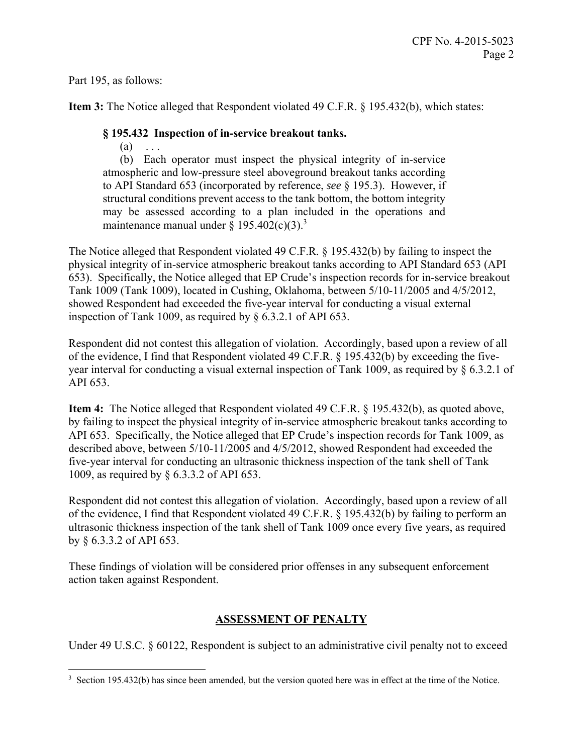Part 195, as follows:

**Item 3:** The Notice alleged that Respondent violated 49 C.F.R. § 195.432(b), which states:

> **§ 195.432 Inspection of in-service breakout tanks.**
>
> (a) . . .
>
> (b) Each operator must inspect the physical integrity of in-service atmospheric and low-pressure steel aboveground breakout tanks according to API Standard 653 (incorporated by reference, *see* § 195.3). However, if structural conditions prevent access to the tank bottom, the bottom integrity may be assessed according to a plan included in the operations and maintenance manual under § 195.402(c)(3).[3]

The Notice alleged that Respondent violated 49 C.F.R. § 195.432(b) by failing to inspect the physical integrity of in-service atmospheric breakout tanks according to API Standard 653 (API 653). Specifically, the Notice alleged that EP Crude's inspection records for in-service breakout Tank 1009 (Tank 1009), located in Cushing, Oklahoma, between 5/10-11/2005 and 4/5/2012, showed Respondent had exceeded the five-year interval for conducting a visual external inspection of Tank 1009, as required by § 6.3.2.1 of API 653.

Respondent did not contest this allegation of violation. Accordingly, based upon a review of all of the evidence, I find that Respondent violated 49 C.F.R. § 195.432(b) by exceeding the five-year interval for conducting a visual external inspection of Tank 1009, as required by § 6.3.2.1 of API 653.

**Item 4:** The Notice alleged that Respondent violated 49 C.F.R. § 195.432(b), as quoted above, by failing to inspect the physical integrity of in-service atmospheric breakout tanks according to API 653. Specifically, the Notice alleged that EP Crude's inspection records for Tank 1009, as described above, between 5/10-11/2005 and 4/5/2012, showed Respondent had exceeded the five-year interval for conducting an ultrasonic thickness inspection of the tank shell of Tank 1009, as required by § 6.3.3.2 of API 653.

Respondent did not contest this allegation of violation. Accordingly, based upon a review of all of the evidence, I find that Respondent violated 49 C.F.R. § 195.432(b) by failing to perform an ultrasonic thickness inspection of the tank shell of Tank 1009 once every five years, as required by § 6.3.3.2 of API 653.

These findings of violation will be considered prior offenses in any subsequent enforcement action taken against Respondent.

## ASSESSMENT OF PENALTY

Under 49 U.S.C. § 60122, Respondent is subject to an administrative civil penalty not to exceed

[3] Section 195.432(b) has since been amended, but the version quoted here was in effect at the time of the Notice.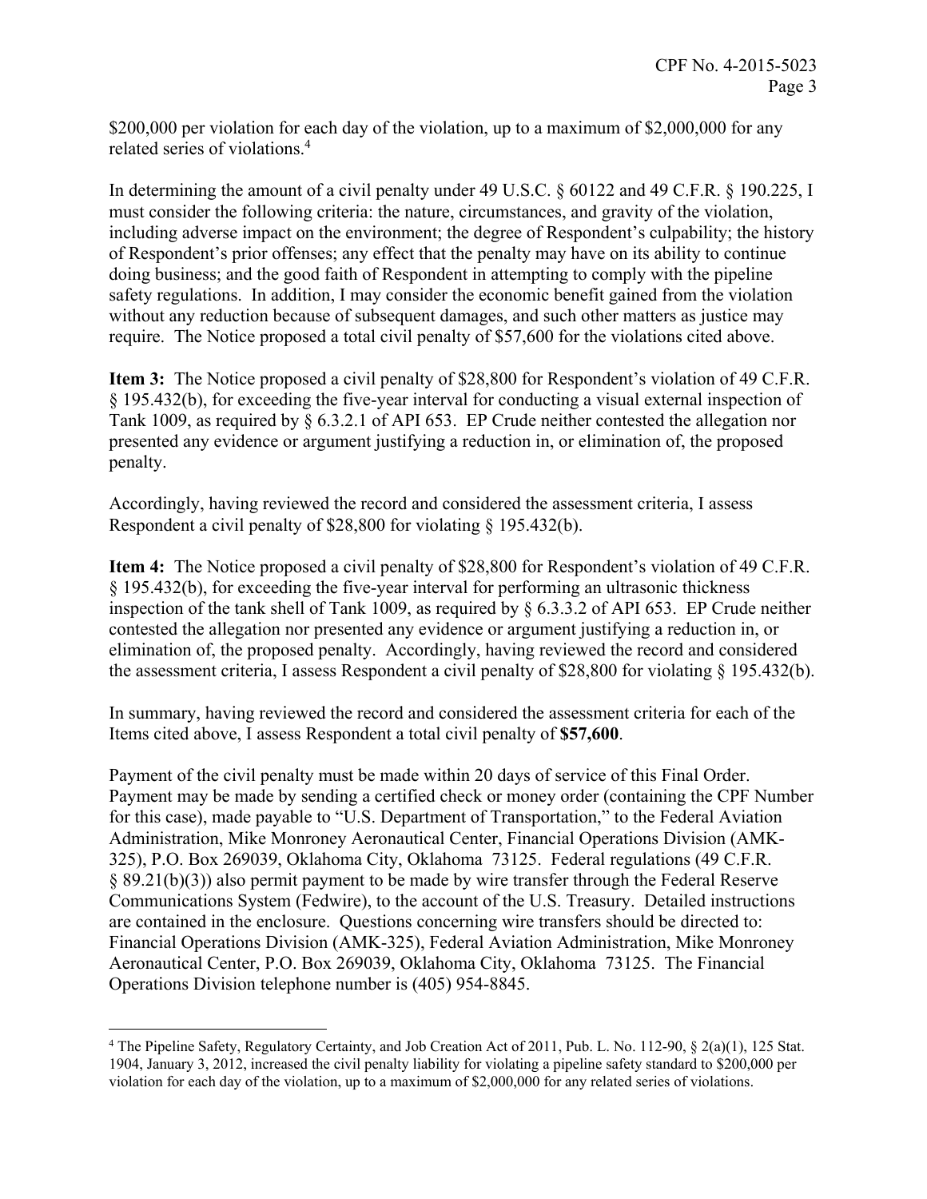$200,000 per violation for each day of the violation, up to a maximum of $2,000,000 for any related series of violations.[4]

In determining the amount of a civil penalty under 49 U.S.C. § 60122 and 49 C.F.R. § 190.225, I must consider the following criteria: the nature, circumstances, and gravity of the violation, including adverse impact on the environment; the degree of Respondent's culpability; the history of Respondent's prior offenses; any effect that the penalty may have on its ability to continue doing business; and the good faith of Respondent in attempting to comply with the pipeline safety regulations. In addition, I may consider the economic benefit gained from the violation without any reduction because of subsequent damages, and such other matters as justice may require. The Notice proposed a total civil penalty of $57,600 for the violations cited above.

**Item 3:** The Notice proposed a civil penalty of $28,800 for Respondent's violation of 49 C.F.R. § 195.432(b), for exceeding the five-year interval for conducting a visual external inspection of Tank 1009, as required by § 6.3.2.1 of API 653. EP Crude neither contested the allegation nor presented any evidence or argument justifying a reduction in, or elimination of, the proposed penalty.

Accordingly, having reviewed the record and considered the assessment criteria, I assess Respondent a civil penalty of $28,800 for violating § 195.432(b).

**Item 4:** The Notice proposed a civil penalty of $28,800 for Respondent's violation of 49 C.F.R. § 195.432(b), for exceeding the five-year interval for performing an ultrasonic thickness inspection of the tank shell of Tank 1009, as required by § 6.3.3.2 of API 653. EP Crude neither contested the allegation nor presented any evidence or argument justifying a reduction in, or elimination of, the proposed penalty. Accordingly, having reviewed the record and considered the assessment criteria, I assess Respondent a civil penalty of $28,800 for violating § 195.432(b).

In summary, having reviewed the record and considered the assessment criteria for each of the Items cited above, I assess Respondent a total civil penalty of **$57,600**.

Payment of the civil penalty must be made within 20 days of service of this Final Order. Payment may be made by sending a certified check or money order (containing the CPF Number for this case), made payable to "U.S. Department of Transportation," to the Federal Aviation Administration, Mike Monroney Aeronautical Center, Financial Operations Division (AMK-325), P.O. Box 269039, Oklahoma City, Oklahoma 73125. Federal regulations (49 C.F.R. § 89.21(b)(3)) also permit payment to be made by wire transfer through the Federal Reserve Communications System (Fedwire), to the account of the U.S. Treasury. Detailed instructions are contained in the enclosure. Questions concerning wire transfers should be directed to: Financial Operations Division (AMK-325), Federal Aviation Administration, Mike Monroney Aeronautical Center, P.O. Box 269039, Oklahoma City, Oklahoma 73125. The Financial Operations Division telephone number is (405) 954-8845.

[4] The Pipeline Safety, Regulatory Certainty, and Job Creation Act of 2011, Pub. L. No. 112-90, § 2(a)(1), 125 Stat. 1904, January 3, 2012, increased the civil penalty liability for violating a pipeline safety standard to $200,000 per violation for each day of the violation, up to a maximum of $2,000,000 for any related series of violations.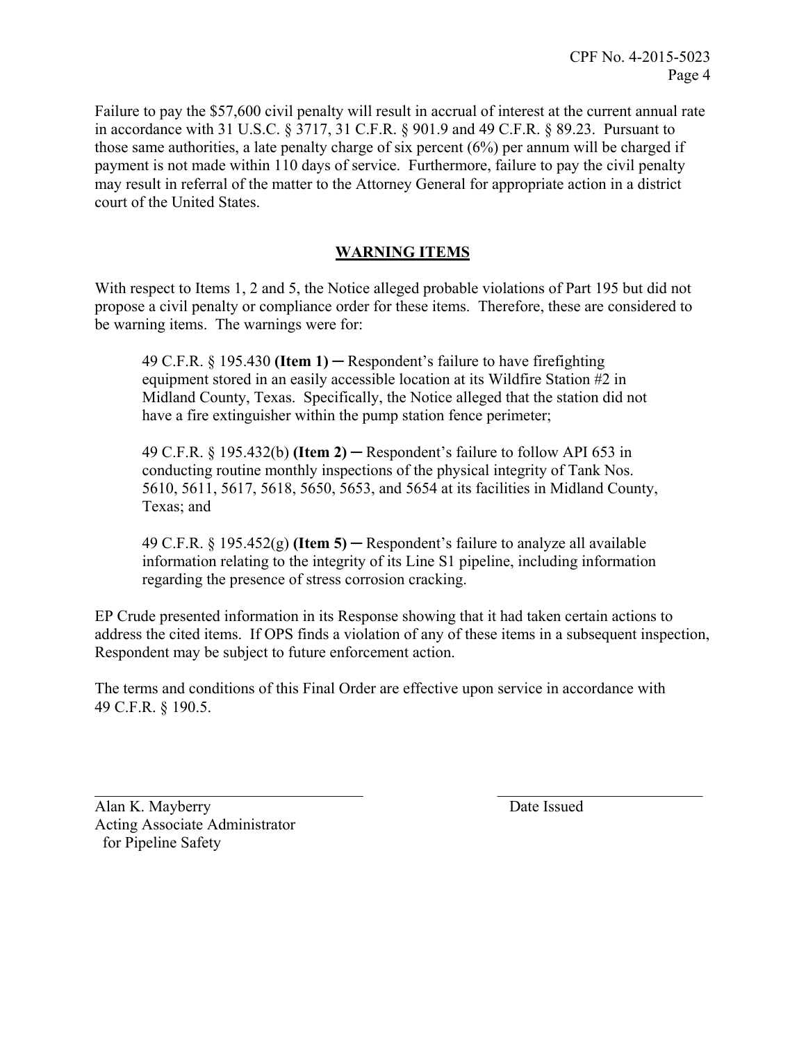Failure to pay the $57,600 civil penalty will result in accrual of interest at the current annual rate in accordance with 31 U.S.C. § 3717, 31 C.F.R. § 901.9 and 49 C.F.R. § 89.23. Pursuant to those same authorities, a late penalty charge of six percent (6%) per annum will be charged if payment is not made within 110 days of service. Furthermore, failure to pay the civil penalty may result in referral of the matter to the Attorney General for appropriate action in a district court of the United States.

## WARNING ITEMS

With respect to Items 1, 2 and 5, the Notice alleged probable violations of Part 195 but did not propose a civil penalty or compliance order for these items. Therefore, these are considered to be warning items. The warnings were for:

> 49 C.F.R. § 195.430 **(Item 1)** ─ Respondent's failure to have firefighting equipment stored in an easily accessible location at its Wildfire Station #2 in Midland County, Texas. Specifically, the Notice alleged that the station did not have a fire extinguisher within the pump station fence perimeter;
>
> 49 C.F.R. § 195.432(b) **(Item 2)** ─ Respondent's failure to follow API 653 in conducting routine monthly inspections of the physical integrity of Tank Nos. 5610, 5611, 5617, 5618, 5650, 5653, and 5654 at its facilities in Midland County, Texas; and
>
> 49 C.F.R. § 195.452(g) **(Item 5)** ─ Respondent's failure to analyze all available information relating to the integrity of its Line S1 pipeline, including information regarding the presence of stress corrosion cracking.

EP Crude presented information in its Response showing that it had taken certain actions to address the cited items. If OPS finds a violation of any of these items in a subsequent inspection, Respondent may be subject to future enforcement action.

The terms and conditions of this Final Order are effective upon service in accordance with 49 C.F.R. § 190.5.

\_\_\_\_\_\_\_\_\_\_\_\_\_\_\_\_\_\_\_\_\_\_\_\_\_\_\_\_\_\_\_\_\_\_\_
Alan K. Mayberry
Acting Associate Administrator
for Pipeline Safety

\_\_\_\_\_\_\_\_\_\_\_\_\_\_\_\_\_\_\_\_\_\_\_\_\_\_\_\_
Date Issued